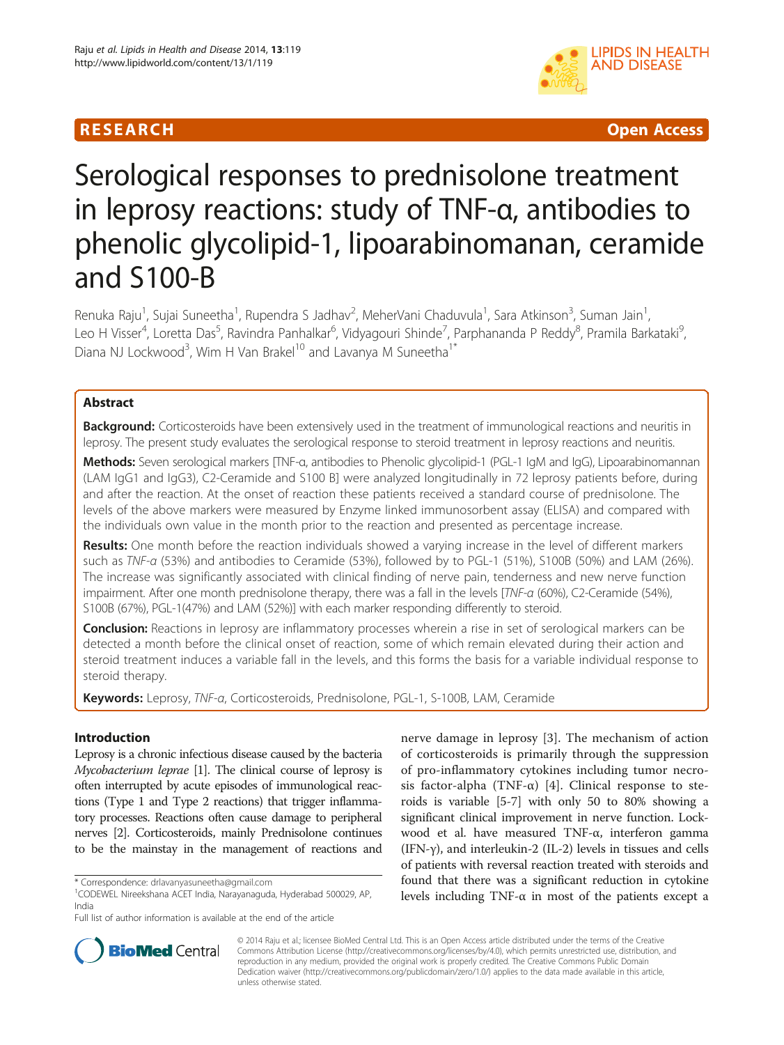# Serological responses to prednisolone treatment in leprosy reactions: study of TNF-α, antibodies to phenolic glycolipid-1, lipoarabinomanan, ceramide and S100-B

Renuka Raju[1], Sujai Suneetha[1], Rupendra S Jadhav[2], MeherVani Chaduvula[1], Sara Atkinson[3], Suman Jain[1], Leo H Visser[4], Loretta Das[5], Ravindra Panhalkar[6], Vidyagouri Shinde[7], Parphananda P Reddy[8], Pramila Barkataki[9], Diana NJ Lockwood[3], Wim H Van Brakel[10] and Lavanya M Suneetha[1*]

## Abstract

**Background:** Corticosteroids have been extensively used in the treatment of immunological reactions and neuritis in leprosy. The present study evaluates the serological response to steroid treatment in leprosy reactions and neuritis.

**Methods:** Seven serological markers [TNF-α, antibodies to Phenolic glycolipid-1 (PGL-1 IgM and IgG), Lipoarabinomannan (LAM IgG1 and IgG3), C2-Ceramide and S100 B] were analyzed longitudinally in 72 leprosy patients before, during and after the reaction. At the onset of reaction these patients received a standard course of prednisolone. The levels of the above markers were measured by Enzyme linked immunosorbent assay (ELISA) and compared with the individuals own value in the month prior to the reaction and presented as percentage increase.

**Results:** One month before the reaction individuals showed a varying increase in the level of different markers such as *TNF-α* (53%) and antibodies to Ceramide (53%), followed by to PGL-1 (51%), S100B (50%) and LAM (26%). The increase was significantly associated with clinical finding of nerve pain, tenderness and new nerve function impairment. After one month prednisolone therapy, there was a fall in the levels [*TNF-α* (60%), C2-Ceramide (54%), S100B (67%), PGL-1(47%) and LAM (52%)] with each marker responding differently to steroid.

**Conclusion:** Reactions in leprosy are inflammatory processes wherein a rise in set of serological markers can be detected a month before the clinical onset of reaction, some of which remain elevated during their action and steroid treatment induces a variable fall in the levels, and this forms the basis for a variable individual response to steroid therapy.

**Keywords:** Leprosy, *TNF-α*, Corticosteroids, Prednisolone, PGL-1, S-100B, LAM, Ceramide

## Introduction

Leprosy is a chronic infectious disease caused by the bacteria *Mycobacterium leprae* [1]. The clinical course of leprosy is often interrupted by acute episodes of immunological reactions (Type 1 and Type 2 reactions) that trigger inflammatory processes. Reactions often cause damage to peripheral nerves [2]. Corticosteroids, mainly Prednisolone continues to be the mainstay in the management of reactions and nerve damage in leprosy [3]. The mechanism of action of corticosteroids is primarily through the suppression of pro-inflammatory cytokines including tumor necrosis factor-alpha (TNF-α) [4]. Clinical response to steroids is variable [5-7] with only 50 to 80% showing a significant clinical improvement in nerve function. Lockwood et al. have measured TNF-α, interferon gamma (IFN-γ), and interleukin-2 (IL-2) levels in tissues and cells of patients with reversal reaction treated with steroids and found that there was a significant reduction in cytokine levels including TNF-α in most of the patients except a

* Correspondence: drlavanyasuneetha@gmail.com
[1]CODEWEL Nireekshana ACET India, Narayanaguda, Hyderabad 500029, AP, India
Full list of author information is available at the end of the article

© 2014 Raju et al.; licensee BioMed Central Ltd. This is an Open Access article distributed under the terms of the Creative Commons Attribution License (http://creativecommons.org/licenses/by/4.0), which permits unrestricted use, distribution, and reproduction in any medium, provided the original work is properly credited. The Creative Commons Public Domain Dedication waiver (http://creativecommons.org/publicdomain/zero/1.0/) applies to the data made available in this article, unless otherwise stated.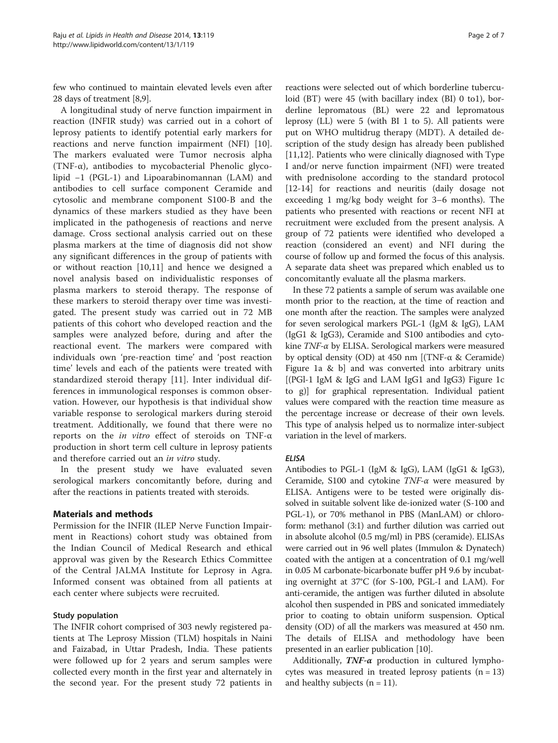few who continued to maintain elevated levels even after 28 days of treatment [8,9].

A longitudinal study of nerve function impairment in reaction (INFIR study) was carried out in a cohort of leprosy patients to identify potential early markers for reactions and nerve function impairment (NFI) [10]. The markers evaluated were Tumor necrosis alpha (TNF-α), antibodies to mycobacterial Phenolic glycolipid −1 (PGL-1) and Lipoarabinomannan (LAM) and antibodies to cell surface component Ceramide and cytosolic and membrane component S100-B and the dynamics of these markers studied as they have been implicated in the pathogenesis of reactions and nerve damage. Cross sectional analysis carried out on these plasma markers at the time of diagnosis did not show any significant differences in the group of patients with or without reaction [10,11] and hence we designed a novel analysis based on individualistic responses of plasma markers to steroid therapy. The response of these markers to steroid therapy over time was investigated. The present study was carried out in 72 MB patients of this cohort who developed reaction and the samples were analyzed before, during and after the reactional event. The markers were compared with individuals own 'pre-reaction time' and 'post reaction time' levels and each of the patients were treated with standardized steroid therapy [11]. Inter individual differences in immunological responses is common observation. However, our hypothesis is that individual show variable response to serological markers during steroid treatment. Additionally, we found that there were no reports on the *in vitro* effect of steroids on TNF-α production in short term cell culture in leprosy patients and therefore carried out an *in vitro* study.

In the present study we have evaluated seven serological markers concomitantly before, during and after the reactions in patients treated with steroids.

## Materials and methods

Permission for the INFIR (ILEP Nerve Function Impairment in Reactions) cohort study was obtained from the Indian Council of Medical Research and ethical approval was given by the Research Ethics Committee of the Central JALMA Institute for Leprosy in Agra. Informed consent was obtained from all patients at each center where subjects were recruited.

### Study population

The INFIR cohort comprised of 303 newly registered patients at The Leprosy Mission (TLM) hospitals in Naini and Faizabad, in Uttar Pradesh, India. These patients were followed up for 2 years and serum samples were collected every month in the first year and alternately in the second year. For the present study 72 patients in reactions were selected out of which borderline tuberculoid (BT) were 45 (with bacillary index (BI) 0 to1), borderline lepromatous (BL) were 22 and lepromatous leprosy (LL) were 5 (with BI 1 to 5). All patients were put on WHO multidrug therapy (MDT). A detailed description of the study design has already been published [11,12]. Patients who were clinically diagnosed with Type I and/or nerve function impairment (NFI) were treated with prednisolone according to the standard protocol [12-14] for reactions and neuritis (daily dosage not exceeding 1 mg/kg body weight for 3–6 months). The patients who presented with reactions or recent NFI at recruitment were excluded from the present analysis. A group of 72 patients were identified who developed a reaction (considered an event) and NFI during the course of follow up and formed the focus of this analysis. A separate data sheet was prepared which enabled us to concomitantly evaluate all the plasma markers.

In these 72 patients a sample of serum was available one month prior to the reaction, at the time of reaction and one month after the reaction. The samples were analyzed for seven serological markers PGL-1 (IgM & IgG), LAM (IgG1 & IgG3), Ceramide and S100 antibodies and cytokine *TNF-α* by ELISA. Serological markers were measured by optical density (OD) at 450 nm [(TNF-α & Ceramide) Figure 1a & b] and was converted into arbitrary units [(PGl-1 IgM & IgG and LAM IgG1 and IgG3) Figure 1c to g)] for graphical representation. Individual patient values were compared with the reaction time measure as the percentage increase or decrease of their own levels. This type of analysis helped us to normalize inter-subject variation in the level of markers.

### *ELISA*

Antibodies to PGL-1 (IgM & IgG), LAM (IgG1 & IgG3), Ceramide, S100 and cytokine *TNF-α* were measured by ELISA. Antigens were to be tested were originally dissolved in suitable solvent like de-ionized water (S-100 and PGL-1), or 70% methanol in PBS (ManLAM) or chloroform: methanol (3:1) and further dilution was carried out in absolute alcohol (0.5 mg/ml) in PBS (ceramide). ELISAs were carried out in 96 well plates (Immulon & Dynatech) coated with the antigen at a concentration of 0.1 mg/well in 0.05 M carbonate-bicarbonate buffer pH 9.6 by incubating overnight at 37°C (for S-100, PGL-I and LAM). For anti-ceramide, the antigen was further diluted in absolute alcohol then suspended in PBS and sonicated immediately prior to coating to obtain uniform suspension. Optical density (OD) of all the markers was measured at 450 nm. The details of ELISA and methodology have been presented in an earlier publication [10].

Additionally, ***TNF-α*** production in cultured lymphocytes was measured in treated leprosy patients ($n = 13$) and healthy subjects ($n = 11$).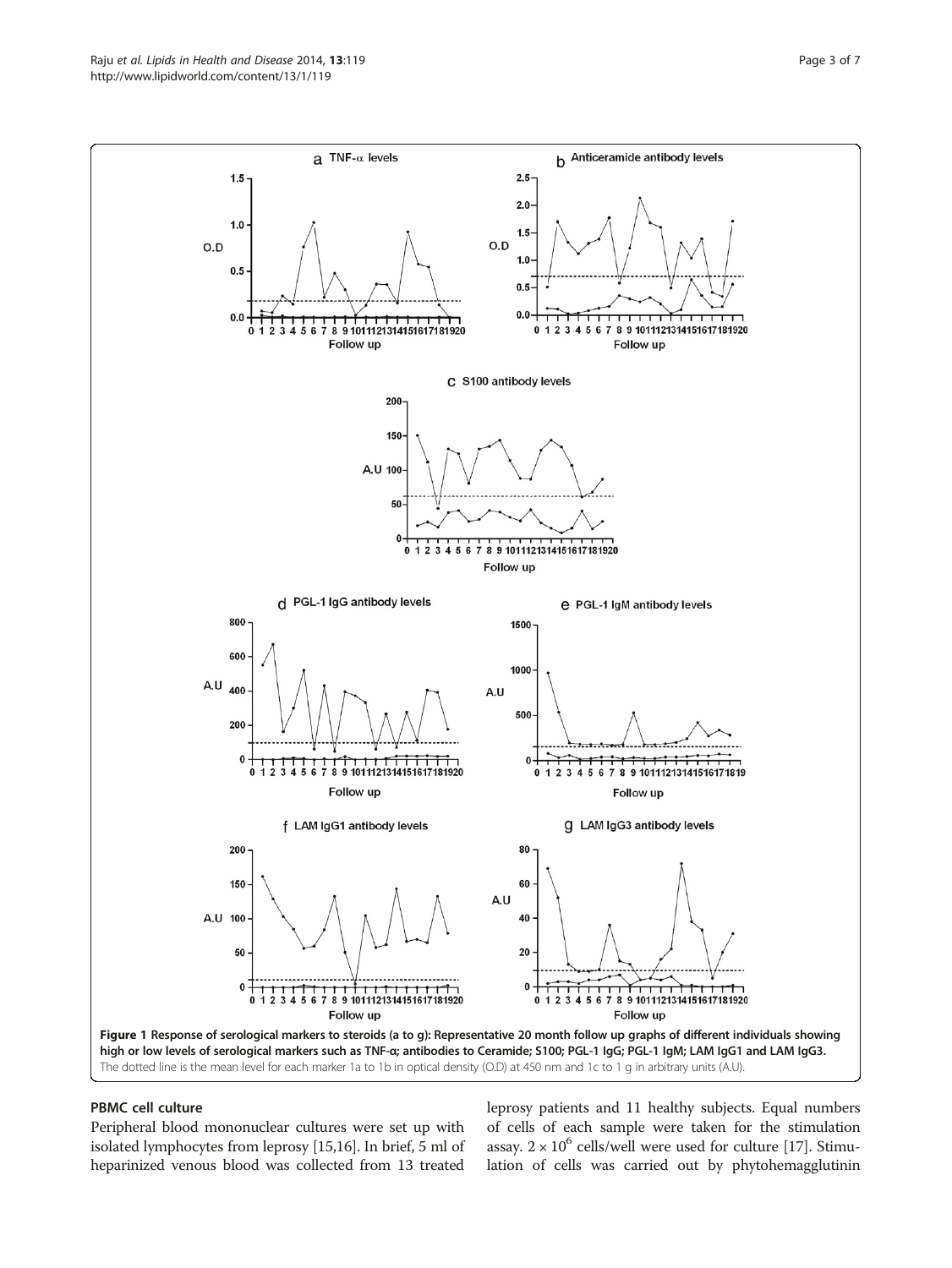**Figure 1 Response of serological markers to steroids (a to g): Representative 20 month follow up graphs of different individuals showing high or low levels of serological markers such as TNF-α; antibodies to Ceramide; S100; PGL-1 IgG; PGL-1 IgM; LAM IgG1 and LAM IgG3.** The dotted line is the mean level for each marker 1a to 1b in optical density (O.D) at 450 nm and 1c to 1 g in arbitrary units (A.U).

## PBMC cell culture

Peripheral blood mononuclear cultures were set up with isolated lymphocytes from leprosy [15,16]. In brief, 5 ml of heparinized venous blood was collected from 13 treated leprosy patients and 11 healthy subjects. Equal numbers of cells of each sample were taken for the stimulation assay. $2 \times 10^6$ cells/well were used for culture [17]. Stimulation of cells was carried out by phytohemagglutinin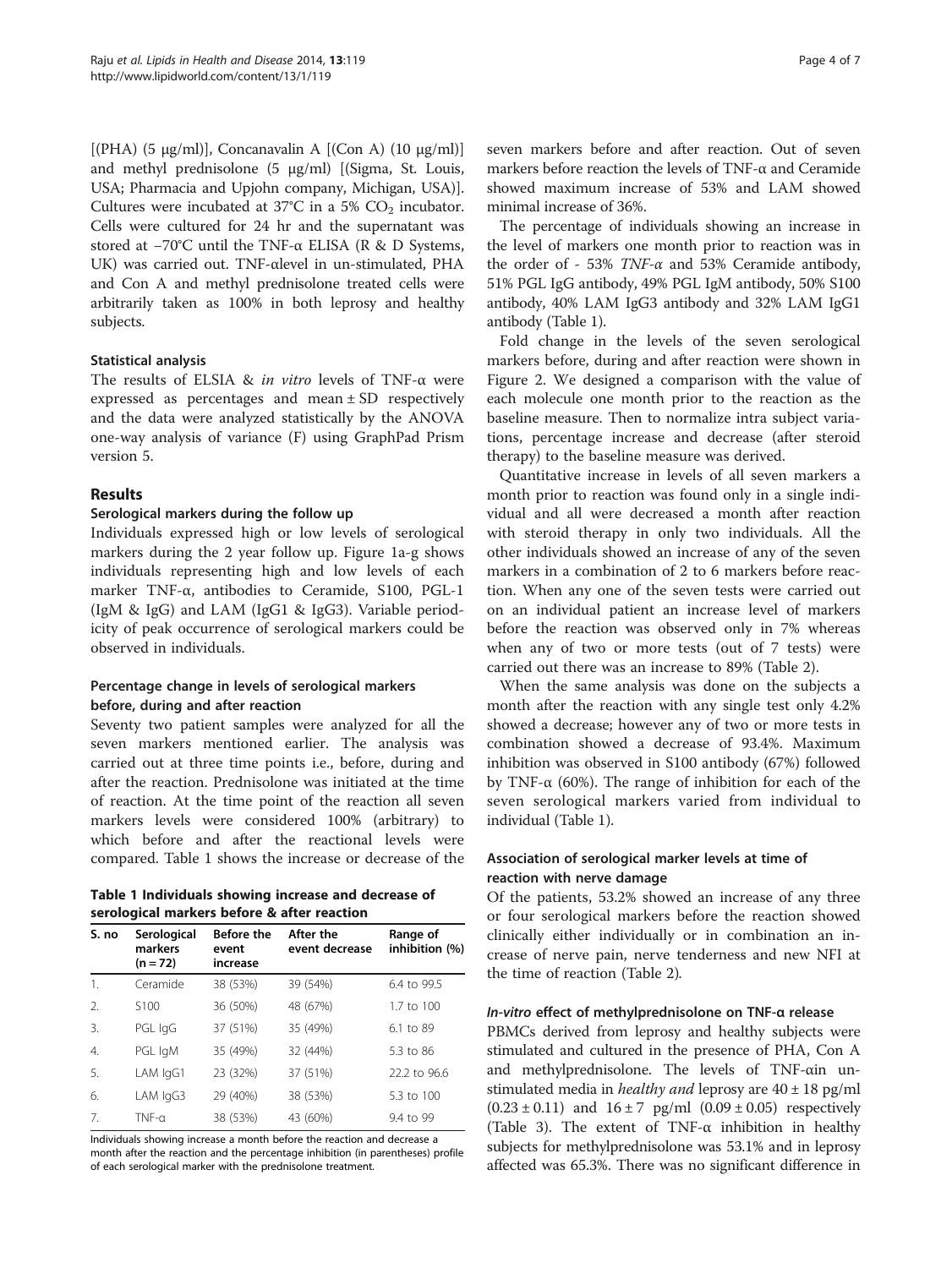[(PHA) (5 μg/ml)], Concanavalin A [(Con A) (10 μg/ml)] and methyl prednisolone (5 μg/ml) [(Sigma, St. Louis, USA; Pharmacia and Upjohn company, Michigan, USA)]. Cultures were incubated at 37°C in a 5% $CO_2$ incubator. Cells were cultured for 24 hr and the supernatant was stored at −70°C until the TNF-α ELISA (R & D Systems, UK) was carried out. TNF-αlevel in un-stimulated, PHA and Con A and methyl prednisolone treated cells were arbitrarily taken as 100% in both leprosy and healthy subjects.

### Statistical analysis

The results of ELSIA & *in vitro* levels of TNF-α were expressed as percentages and mean ± SD respectively and the data were analyzed statistically by the ANOVA one-way analysis of variance (F) using GraphPad Prism version 5.

## Results

### Serological markers during the follow up

Individuals expressed high or low levels of serological markers during the 2 year follow up. Figure 1a-g shows individuals representing high and low levels of each marker TNF-α, antibodies to Ceramide, S100, PGL-1 (IgM & IgG) and LAM (IgG1 & IgG3). Variable periodicity of peak occurrence of serological markers could be observed in individuals.

### Percentage change in levels of serological markers before, during and after reaction

Seventy two patient samples were analyzed for all the seven markers mentioned earlier. The analysis was carried out at three time points i.e., before, during and after the reaction. Prednisolone was initiated at the time of reaction. At the time point of the reaction all seven markers levels were considered 100% (arbitrary) to which before and after the reactional levels were compared. Table 1 shows the increase or decrease of the seven markers before and after reaction. Out of seven markers before reaction the levels of TNF-α and Ceramide showed maximum increase of 53% and LAM showed minimal increase of 36%.

**Table 1 Individuals showing increase and decrease of serological markers before & after reaction**

| S. no | Serological markers (n = 72) | Before the event increase | After the event decrease | Range of inhibition (%) |
|---|---|---|---|---|
| 1. | Ceramide | 38 (53%) | 39 (54%) | 6.4 to 99.5 |
| 2. | S100 | 36 (50%) | 48 (67%) | 1.7 to 100 |
| 3. | PGL IgG | 37 (51%) | 35 (49%) | 6.1 to 89 |
| 4. | PGL IgM | 35 (49%) | 32 (44%) | 5.3 to 86 |
| 5. | LAM IgG1 | 23 (32%) | 37 (51%) | 22.2 to 96.6 |
| 6. | LAM IgG3 | 29 (40%) | 38 (53%) | 5.3 to 100 |
| 7. | TNF-α | 38 (53%) | 43 (60%) | 9.4 to 99 |

Individuals showing increase a month before the reaction and decrease a month after the reaction and the percentage inhibition (in parentheses) profile of each serological marker with the prednisolone treatment.

The percentage of individuals showing an increase in the level of markers one month prior to reaction was in the order of - 53% *TNF-α* and 53% Ceramide antibody, 51% PGL IgG antibody, 49% PGL IgM antibody, 50% S100 antibody, 40% LAM IgG3 antibody and 32% LAM IgG1 antibody (Table 1).

Fold change in the levels of the seven serological markers before, during and after reaction were shown in Figure 2. We designed a comparison with the value of each molecule one month prior to the reaction as the baseline measure. Then to normalize intra subject variations, percentage increase and decrease (after steroid therapy) to the baseline measure was derived.

Quantitative increase in levels of all seven markers a month prior to reaction was found only in a single individual and all were decreased a month after reaction with steroid therapy in only two individuals. All the other individuals showed an increase of any of the seven markers in a combination of 2 to 6 markers before reaction. When any one of the seven tests were carried out on an individual patient an increase level of markers before the reaction was observed only in 7% whereas when any of two or more tests (out of 7 tests) were carried out there was an increase to 89% (Table 2).

When the same analysis was done on the subjects a month after the reaction with any single test only 4.2% showed a decrease; however any of two or more tests in combination showed a decrease of 93.4%. Maximum inhibition was observed in S100 antibody (67%) followed by TNF-α (60%). The range of inhibition for each of the seven serological markers varied from individual to individual (Table 1).

### Association of serological marker levels at time of reaction with nerve damage

Of the patients, 53.2% showed an increase of any three or four serological markers before the reaction showed clinically either individually or in combination an increase of nerve pain, nerve tenderness and new NFI at the time of reaction (Table 2).

#### *In-vitro* effect of methylprednisolone on TNF-α release

PBMCs derived from leprosy and healthy subjects were stimulated and cultured in the presence of PHA, Con A and methylprednisolone. The levels of TNF-αin unstimulated media in *healthy and* leprosy are 40 ± 18 pg/ml (0.23 ± 0.11) and 16 ± 7 pg/ml (0.09 ± 0.05) respectively (Table 3). The extent of TNF-α inhibition in healthy subjects for methylprednisolone was 53.1% and in leprosy affected was 65.3%. There was no significant difference in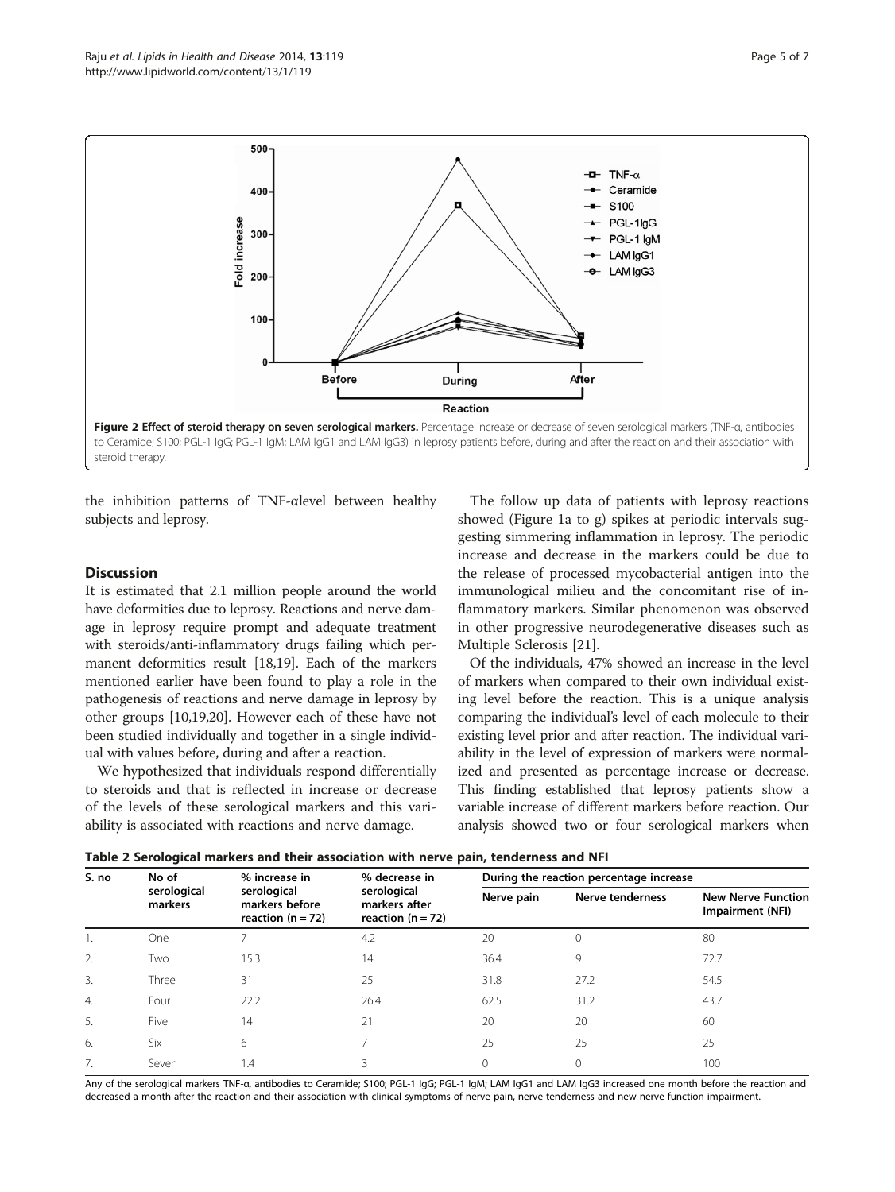**Figure 2 Effect of steroid therapy on seven serological markers.** Percentage increase or decrease of seven serological markers (TNF-α, antibodies to Ceramide; S100; PGL-1 IgG; PGL-1 IgM; LAM IgG1 and LAM IgG3) in leprosy patients before, during and after the reaction and their association with steroid therapy.

the inhibition patterns of TNF-αlevel between healthy subjects and leprosy.

## Discussion

It is estimated that 2.1 million people around the world have deformities due to leprosy. Reactions and nerve damage in leprosy require prompt and adequate treatment with steroids/anti-inflammatory drugs failing which permanent deformities result [18,19]. Each of the markers mentioned earlier have been found to play a role in the pathogenesis of reactions and nerve damage in leprosy by other groups [10,19,20]. However each of these have not been studied individually and together in a single individual with values before, during and after a reaction.

We hypothesized that individuals respond differentially to steroids and that is reflected in increase or decrease of the levels of these serological markers and this variability is associated with reactions and nerve damage.

The follow up data of patients with leprosy reactions showed (Figure 1a to g) spikes at periodic intervals suggesting simmering inflammation in leprosy. The periodic increase and decrease in the markers could be due to the release of processed mycobacterial antigen into the immunological milieu and the concomitant rise of inflammatory markers. Similar phenomenon was observed in other progressive neurodegenerative diseases such as Multiple Sclerosis [21].

Of the individuals, 47% showed an increase in the level of markers when compared to their own individual existing level before the reaction. This is a unique analysis comparing the individual's level of each molecule to their existing level prior and after reaction. The individual variability in the level of expression of markers were normalized and presented as percentage increase or decrease. This finding established that leprosy patients show a variable increase of different markers before reaction. Our analysis showed two or four serological markers when

**Table 2 Serological markers and their association with nerve pain, tenderness and NFI**

| S. no | No of serological markers | % increase in serological markers before reaction (n = 72) | % decrease in serological markers after reaction (n = 72) | During the reaction percentage increase | | |
|---|---|---|---|---|---|---|
| | | | | Nerve pain | Nerve tenderness | New Nerve Function Impairment (NFI) |
| 1. | One | 7 | 4.2 | 20 | 0 | 80 |
| 2. | Two | 15.3 | 14 | 36.4 | 9 | 72.7 |
| 3. | Three | 31 | 25 | 31.8 | 27.2 | 54.5 |
| 4. | Four | 22.2 | 26.4 | 62.5 | 31.2 | 43.7 |
| 5. | Five | 14 | 21 | 20 | 20 | 60 |
| 6. | Six | 6 | 7 | 25 | 25 | 25 |
| 7. | Seven | 1.4 | 3 | 0 | 0 | 100 |

Any of the serological markers TNF-α, antibodies to Ceramide; S100; PGL-1 IgG; PGL-1 IgM; LAM IgG1 and LAM IgG3 increased one month before the reaction and decreased a month after the reaction and their association with clinical symptoms of nerve pain, nerve tenderness and new nerve function impairment.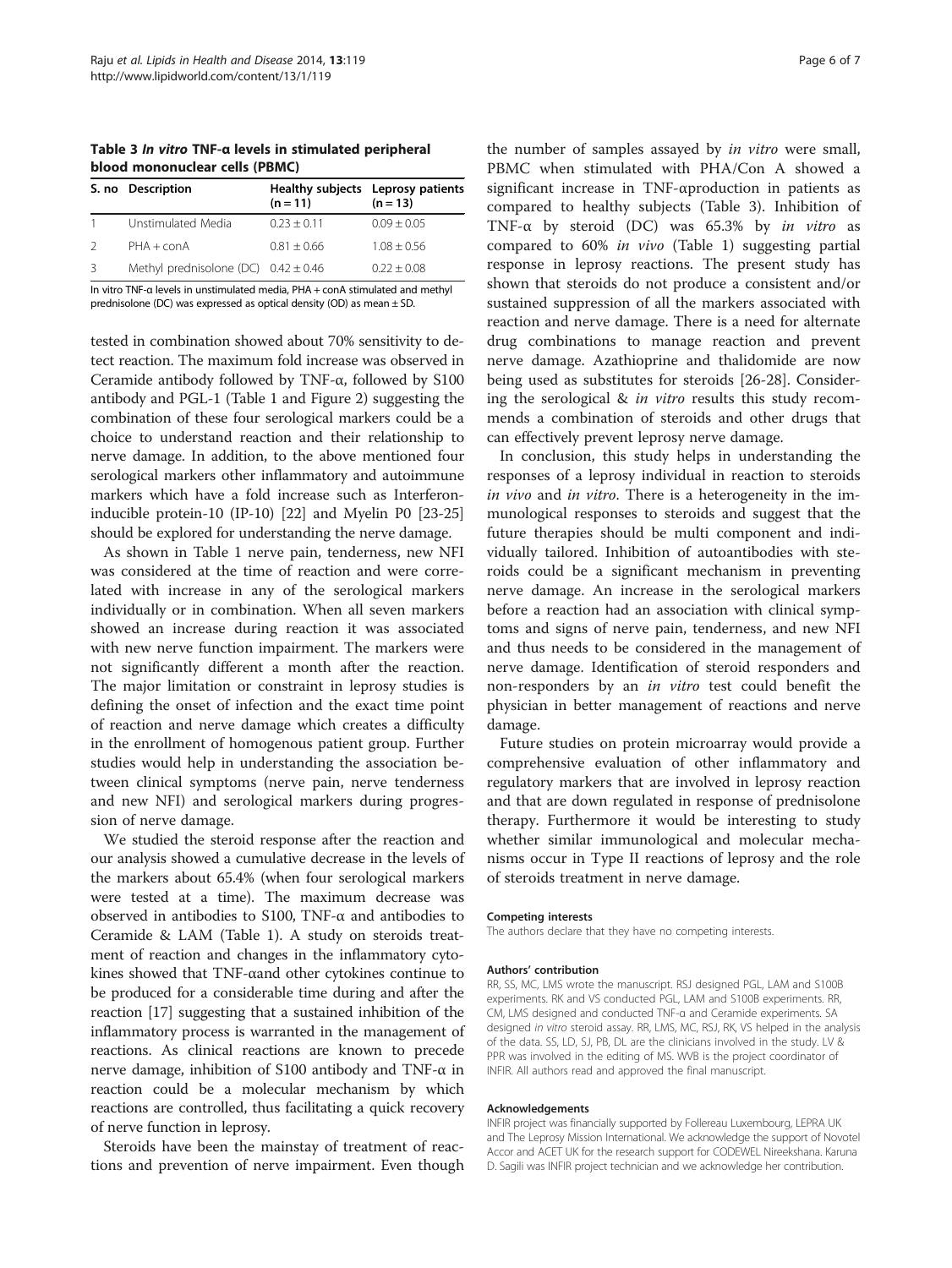**Table 3 *In vitro* TNF-α levels in stimulated peripheral blood mononuclear cells (PBMC)**

| S. no | Description | Healthy subjects (n = 11) | Leprosy patients (n = 13) |
|---|---|---|---|
| 1 | Unstimulated Media | 0.23 ± 0.11 | 0.09 ± 0.05 |
| 2 | PHA + conA | 0.81 ± 0.66 | 1.08 ± 0.56 |
| 3 | Methyl prednisolone (DC) | 0.42 ± 0.46 | 0.22 ± 0.08 |

In vitro TNF-α levels in unstimulated media, PHA + conA stimulated and methyl prednisolone (DC) was expressed as optical density (OD) as mean ± SD.

tested in combination showed about 70% sensitivity to detect reaction. The maximum fold increase was observed in Ceramide antibody followed by TNF-α, followed by S100 antibody and PGL-1 (Table 1 and Figure 2) suggesting the combination of these four serological markers could be a choice to understand reaction and their relationship to nerve damage. In addition, to the above mentioned four serological markers other inflammatory and autoimmune markers which have a fold increase such as Interferon-inducible protein-10 (IP-10) [22] and Myelin P0 [23-25] should be explored for understanding the nerve damage.

As shown in Table 1 nerve pain, tenderness, new NFI was considered at the time of reaction and were correlated with increase in any of the serological markers individually or in combination. When all seven markers showed an increase during reaction it was associated with new nerve function impairment. The markers were not significantly different a month after the reaction. The major limitation or constraint in leprosy studies is defining the onset of infection and the exact time point of reaction and nerve damage which creates a difficulty in the enrollment of homogenous patient group. Further studies would help in understanding the association between clinical symptoms (nerve pain, nerve tenderness and new NFI) and serological markers during progression of nerve damage.

We studied the steroid response after the reaction and our analysis showed a cumulative decrease in the levels of the markers about 65.4% (when four serological markers were tested at a time). The maximum decrease was observed in antibodies to S100, TNF-α and antibodies to Ceramide & LAM (Table 1). A study on steroids treatment of reaction and changes in the inflammatory cytokines showed that TNF-αand other cytokines continue to be produced for a considerable time during and after the reaction [17] suggesting that a sustained inhibition of the inflammatory process is warranted in the management of reactions. As clinical reactions are known to precede nerve damage, inhibition of S100 antibody and TNF-α in reaction could be a molecular mechanism by which reactions are controlled, thus facilitating a quick recovery of nerve function in leprosy.

Steroids have been the mainstay of treatment of reactions and prevention of nerve impairment. Even though the number of samples assayed by *in vitro* were small, PBMC when stimulated with PHA/Con A showed a significant increase in TNF-αproduction in patients as compared to healthy subjects (Table 3). Inhibition of TNF-α by steroid (DC) was 65.3% by *in vitro* as compared to 60% *in vivo* (Table 1) suggesting partial response in leprosy reactions. The present study has shown that steroids do not produce a consistent and/or sustained suppression of all the markers associated with reaction and nerve damage. There is a need for alternate drug combinations to manage reaction and prevent nerve damage. Azathioprine and thalidomide are now being used as substitutes for steroids [26-28]. Considering the serological & *in vitro* results this study recommends a combination of steroids and other drugs that can effectively prevent leprosy nerve damage.

In conclusion, this study helps in understanding the responses of a leprosy individual in reaction to steroids *in vivo* and *in vitro*. There is a heterogeneity in the immunological responses to steroids and suggest that the future therapies should be multi component and individually tailored. Inhibition of autoantibodies with steroids could be a significant mechanism in preventing nerve damage. An increase in the serological markers before a reaction had an association with clinical symptoms and signs of nerve pain, tenderness, and new NFI and thus needs to be considered in the management of nerve damage. Identification of steroid responders and non-responders by an *in vitro* test could benefit the physician in better management of reactions and nerve damage.

Future studies on protein microarray would provide a comprehensive evaluation of other inflammatory and regulatory markers that are involved in leprosy reaction and that are down regulated in response of prednisolone therapy. Furthermore it would be interesting to study whether similar immunological and molecular mechanisms occur in Type II reactions of leprosy and the role of steroids treatment in nerve damage.

#### Competing interests

The authors declare that they have no competing interests.

#### Authors' contribution

RR, SS, MC, LMS wrote the manuscript. RSJ designed PGL, LAM and S100B experiments. RK and VS conducted PGL, LAM and S100B experiments. RR, CM, LMS designed and conducted TNF-α and Ceramide experiments. SA designed *in vitro* steroid assay. RR, LMS, MC, RSJ, RK, VS helped in the analysis of the data. SS, LD, SJ, PB, DL are the clinicians involved in the study. LV & PPR was involved in the editing of MS. WVB is the project coordinator of INFIR. All authors read and approved the final manuscript.

#### Acknowledgements

INFIR project was financially supported by Follereau Luxembourg, LEPRA UK and The Leprosy Mission International. We acknowledge the support of Novotel Accor and ACET UK for the research support for CODEWEL Nireekshana. Karuna D. Sagili was INFIR project technician and we acknowledge her contribution.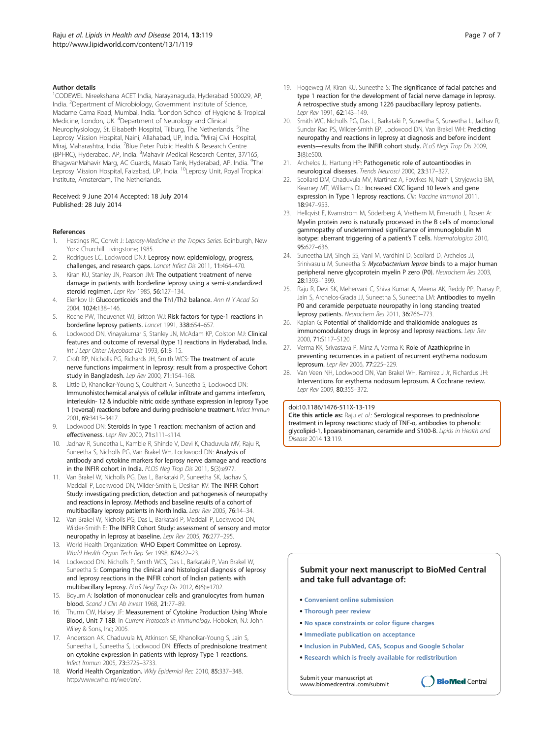### Author details

[1]CODEWEL Nireekshana ACET India, Narayanaguda, Hyderabad 500029, AP, India. [2]Department of Microbiology, Government Institute of Science, Madame Cama Road, Mumbai, India. [3]London School of Hygiene & Tropical Medicine, London, UK. [4]Department of Neurology and Clinical Neurophysiology, St. Elisabeth Hospital, Tilburg, The Netherlands. [5]The Leprosy Mission Hospital, Naini, Allahabad, UP, India. [6]Miraj Civil Hospital, Miraj, Maharashtra, India. [7]Blue Peter Public Health & Research Centre (BPHRC), Hyderabad, AP, India. [8]Mahavir Medical Research Center, 37/165, BhagwanMahavir Marg, AC Guards, Masab Tank, Hyderabad, AP, India. [9]The Leprosy Mission Hospital, Faizabad, UP, India. [10]Leprosy Unit, Royal Tropical Institute, Amsterdam, The Netherlands.

Received: 9 June 2014 Accepted: 18 July 2014
Published: 28 July 2014

### References

1. Hastings RC, Convit J: *Leprosy-Medicine in the Tropics Series.* Edinburgh, New York: Churchill Livingstone; 1985.
2. Rodrigues LC, Lockwood DNJ: **Leprosy now: epidemiology, progress, challenges, and research gaps.** *Lancet Infect Dis* 2011, **11**:464–470.
3. Kiran KU, Stanley JN, Pearson JM: **The outpatient treatment of nerve damage in patients with borderline leprosy using a semi-standardized steroid regimen.** *Lepr Rev* 1985, **56**:127–134.
4. Elenkov IJ: **Glucocorticoids and the Th1/Th2 balance.** *Ann N Y Acad Sci* 2004, **1024**:138–146.
5. Roche PW, Theuvenet WJ, Britton WJ: **Risk factors for type-1 reactions in borderline leprosy patients.** *Lancet* 1991, **338**:654–657.
6. Lockwood DN, Vinayakumar S, Stanley JN, McAdam KP, Colston MJ: **Clinical features and outcome of reversal (type 1) reactions in Hyderabad, India.** *Int J Lepr Other Mycobact Dis* 1993, **61**:8–15.
7. Croft RP, Nicholls PG, Richards JH, Smith WCS: **The treatment of acute nerve functions impairment in leprosy: result from a prospective Cohort study in Bangladesh.** *Lep Rev* 2000, **71**:154–168.
8. Little D, Khanolkar-Young S, Coulthart A, Suneetha S, Lockwood DN: **Immunohistochemical analysis of cellular infiltrate and gamma interferon, interleukin- 12 & inducible nitric oxide synthase expression in leprosy Type 1 (reversal) reactions before and during prednisolone treatment.** *Infect Immun* 2001, **69**:3413–3417.
9. Lockwood DN: **Steroids in type 1 reaction: mechanism of action and effectiveness.** *Lepr Rev* 2000, **71**:s111–s114.
10. Jadhav R, Suneetha L, Kamble R, Shinde V, Devi K, Chaduvula MV, Raju R, Suneetha S, Nicholls PG, Van Brakel WH, Lockwood DN: **Analysis of antibody and cytokine markers for leprosy nerve damage and reactions in the INFIR cohort in India.** *PLOS Neg Trop Dis* 2011, **5**(3):e977.
11. Van Brakel W, Nicholls PG, Das L, Barkataki P, Suneetha SK, Jadhav S, Maddali P, Lockwood DN, Wilder-Smith E, Desikan KV: **The INFIR Cohort Study: investigating prediction, detection and pathogenesis of neuropathy and reactions in leprosy. Methods and baseline results of a cohort of multibacillary leprosy patients in North India.** *Lepr Rev* 2005, **76**:14–34.
12. Van Brakel W, Nicholls PG, Das L, Barkataki P, Maddali P, Lockwood DN, Wilder-Smith E: **The INFIR Cohort Study: assessment of sensory and motor neuropathy in leprosy at baseline.** *Lepr Rev* 2005, **76**:277–295.
13. World Health Organization: **WHO Expert Committee on Leprosy.** *World Health Organ Tech Rep Ser* 1998, **874**:22–23.
14. Lockwood DN, Nicholls P, Smith WCS, Das L, Barkataki P, Van Brakel W, Suneetha S: **Comparing the clinical and histological diagnosis of leprosy and leprosy reactions in the INFIR cohort of Indian patients with multibacillary leprosy.** *PLoS Negl Trop Dis* 2012, **6**(6):e1702.
15. Boyum A: **Isolation of mononuclear cells and granulocytes from human blood.** *Scand J Clin Ab Invest* 1968, **21**:77–89.
16. Thurm CW, Halsey JF: **Measurement of Cytokine Production Using Whole Blood, Unit 7 18B.** In *Current Protocols in Immunology.* Hoboken, NJ: John Wiley & Sons, Inc; 2005.
17. Andersson AK, Chaduvula M, Atkinson SE, Khanolkar-Young S, Jain S, Suneetha L, Suneetha S, Lockwood DN: **Effects of prednisolone treatment on cytokine expression in patients with leprosy Type 1 reactions.** *Infect Immun* 2005, **73**:3725–3733.
18. World Health Organization. *Wkly Epidemiol Rec* 2010, **85**:337–348. http:/www.who.int/wer/en/.
19. Hogeweg M, Kiran KU, Suneetha S: **The significance of facial patches and type 1 reaction for the development of facial nerve damage in leprosy. A retrospective study among 1226 paucibacillary leprosy patients.** *Lepr Rev* 1991, **62**:143–149.
20. Smith WC, Nicholls PG, Das L, Barkataki P, Suneetha S, Suneetha L, Jadhav R, Sundar Rao PS, Wilder-Smith EP, Lockwood DN, Van Brakel WH: **Predicting neuropathy and reactions in leprosy at diagnosis and before incident events—results from the INFIR cohort study.** *PLoS Negl Trop Dis* 2009, **3**(8):e500.
21. Archelos JJ, Hartung HP: **Pathogenetic role of autoantibodies in neurological diseases.** *Trends Neurosci* 2000, **23**:317–327.
22. Scollard DM, Chaduvula MV, Martinez A, Fowlkes N, Nath I, Stryjewska BM, Kearney MT, Williams DL: **Increased CXC ligand 10 levels and gene expression in Type 1 leprosy reactions.** *Clin Vaccine Immunol* 2011, **18**:947–953.
23. Hellqvist E, Kvarnström M, Söderberg A, Vrethem M, Ernerudh J, Rosen A: **Myelin protein zero is naturally processed in the B cells of monoclonal gammopathy of undetermined significance of immunoglobulin M isotype: aberrant triggering of a patient's T cells.** *Haematologica* 2010, **95**:627–636.
24. Suneetha LM, Singh SS, Vani M, Vardhini D, Scollard D, Archelos JJ, Srinivasulu M, Suneetha S: ***Mycobacterium leprae* binds to a major human peripheral nerve glycoprotein myelin P zero (P0).** *Neurochem Res* 2003, **28**:1393–1399.
25. Raju R, Devi SK, Mehervani C, Shiva Kumar A, Meena AK, Reddy PP, Pranay P, Jain S, Archelos-Gracia JJ, Suneetha S, Suneetha LM: **Antibodies to myelin P0 and ceramide perpetuate neuropathy in long standing treated leprosy patients.** *Neurochem Res* 2011, **36**:766–773.
26. Kaplan G: **Potential of thalidomide and thalidomide analogues as immunomodulatory drugs in leprosy and leprosy reactions.** *Lepr Rev* 2000, **71**:S117–S120.
27. Verma KK, Srivastava P, Minz A, Verma K: **Role of Azathioprine in preventing recurrences in a patient of recurrent erythema nodosum leprosum.** *Lepr Rev* 2006, **77**:225–229.
28. Van Veen NH, Lockwood DN, Van Brakel WH, Ramirez J Jr, Richardus JH: **Interventions for erythema nodosum leprosum. A Cochrane review.** *Lepr Rev* 2009, **80**:355–372.

doi:10.1186/1476-511X-13-119
**Cite this article as:** Raju *et al.*: Serological responses to prednisolone treatment in leprosy reactions: study of TNF-α, antibodies to phenolic glycolipid-1, lipoarabinomanan, ceramide and S100-B. *Lipids in Health and Disease* 2014 **13**:119.

**Submit your next manuscript to BioMed Central and take full advantage of:**

- **Convenient online submission**
- **Thorough peer review**
- **No space constraints or color figure charges**
- **Immediate publication on acceptance**
- **Inclusion in PubMed, CAS, Scopus and Google Scholar**
- **Research which is freely available for redistribution**

Submit your manuscript at
www.biomedcentral.com/submit

BioMed Central